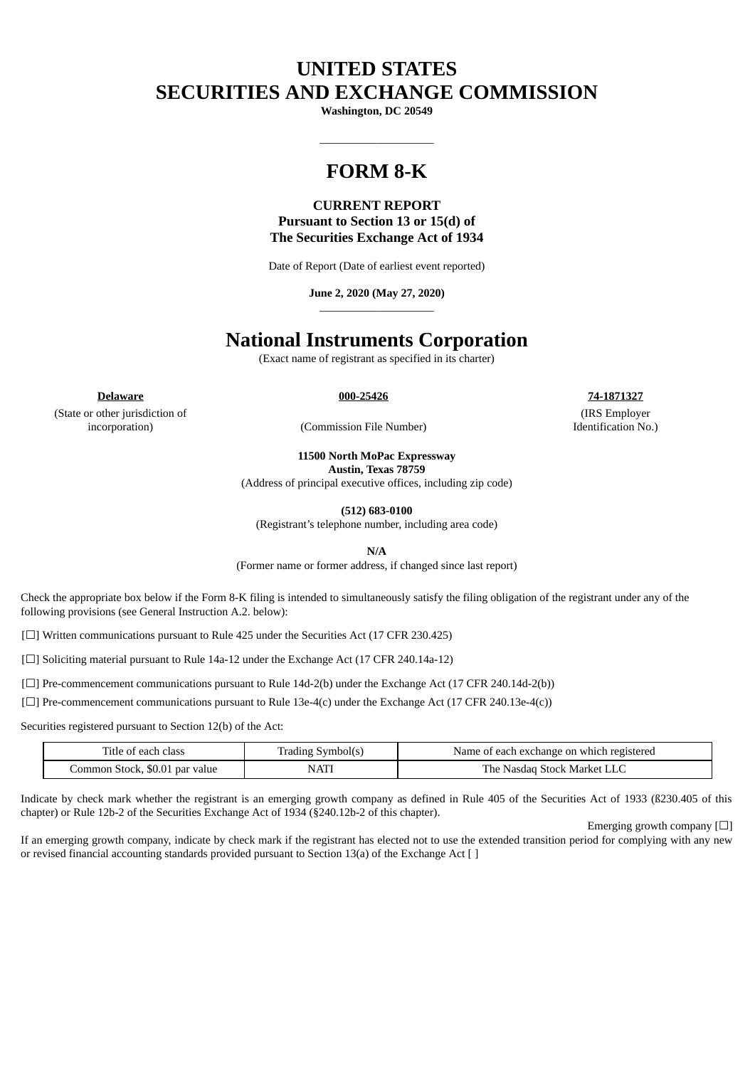# UNITED STATES
# SECURITIES AND EXCHANGE COMMISSION

**Washington, DC 20549**

---

# FORM 8-K

**CURRENT REPORT**
**Pursuant to Section 13 or 15(d) of**
**The Securities Exchange Act of 1934**

Date of Report (Date of earliest event reported)

**June 2, 2020 (May 27, 2020)**

---

# National Instruments Corporation

(Exact name of registrant as specified in its charter)

| **Delaware** | **000-25426** | **74-1871327** |
|---|---|---|
| (State or other jurisdiction of incorporation) | (Commission File Number) | (IRS Employer Identification No.) |

**11500 North MoPac Expressway**
**Austin, Texas 78759**
(Address of principal executive offices, including zip code)

**(512) 683-0100**
(Registrant's telephone number, including area code)

**N/A**
(Former name or former address, if changed since last report)

Check the appropriate box below if the Form 8-K filing is intended to simultaneously satisfy the filing obligation of the registrant under any of the following provisions (see General Instruction A.2. below):

[☐] Written communications pursuant to Rule 425 under the Securities Act (17 CFR 230.425)

[☐] Soliciting material pursuant to Rule 14a-12 under the Exchange Act (17 CFR 240.14a-12)

[☐] Pre-commencement communications pursuant to Rule 14d-2(b) under the Exchange Act (17 CFR 240.14d-2(b))

[☐] Pre-commencement communications pursuant to Rule 13e-4(c) under the Exchange Act (17 CFR 240.13e-4(c))

Securities registered pursuant to Section 12(b) of the Act:

| Title of each class | Trading Symbol(s) | Name of each exchange on which registered |
|---|---|---|
| Common Stock, $0.01 par value | NATI | The Nasdaq Stock Market LLC |

Indicate by check mark whether the registrant is an emerging growth company as defined in Rule 405 of the Securities Act of 1933 (ß230.405 of this chapter) or Rule 12b-2 of the Securities Exchange Act of 1934 (§240.12b-2 of this chapter).

Emerging growth company [☐]

If an emerging growth company, indicate by check mark if the registrant has elected not to use the extended transition period for complying with any new or revised financial accounting standards provided pursuant to Section 13(a) of the Exchange Act [ ]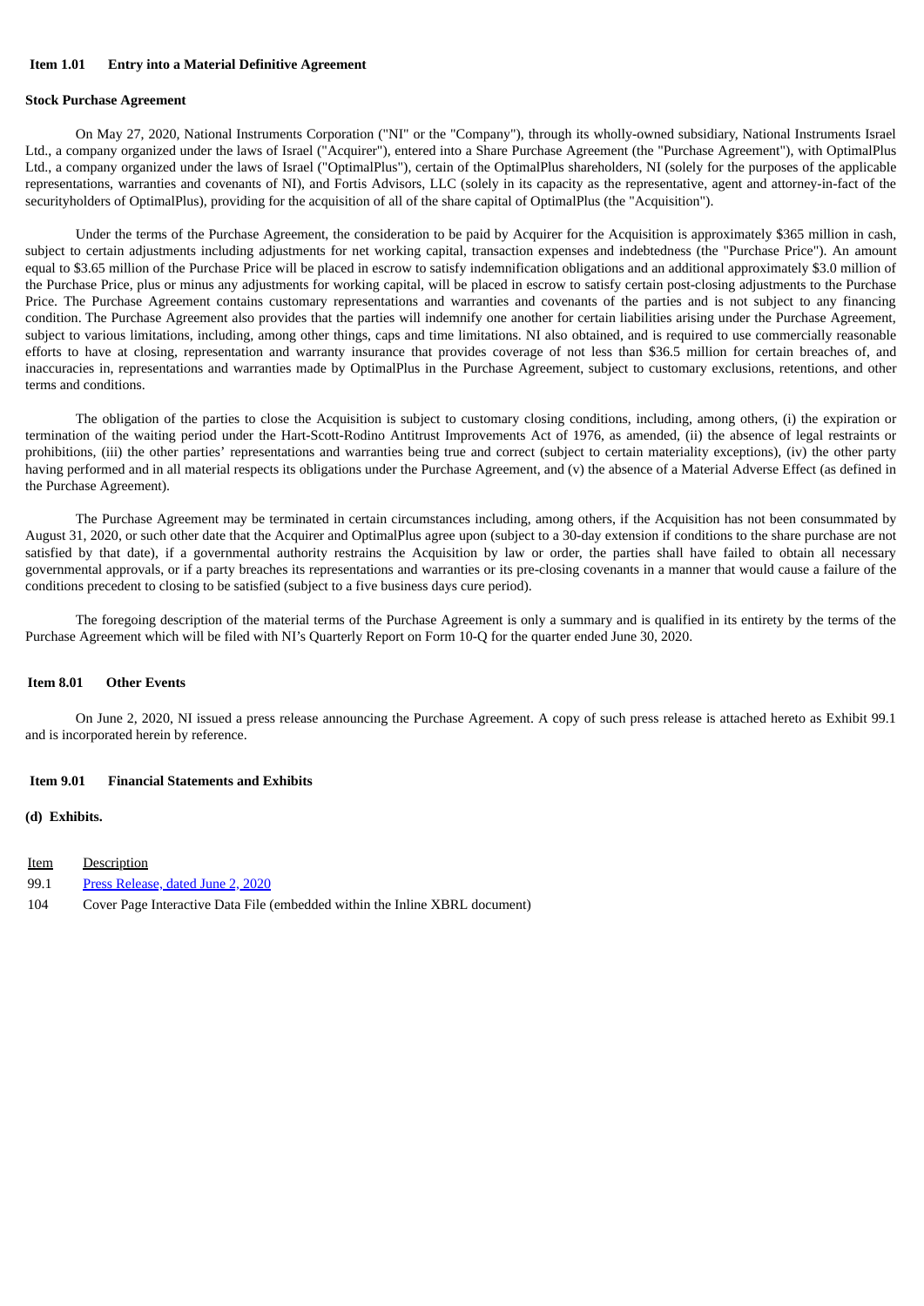**Item 1.01 Entry into a Material Definitive Agreement**

**Stock Purchase Agreement**

On May 27, 2020, National Instruments Corporation ("NI" or the "Company"), through its wholly-owned subsidiary, National Instruments Israel Ltd., a company organized under the laws of Israel ("Acquirer"), entered into a Share Purchase Agreement (the "Purchase Agreement"), with OptimalPlus Ltd., a company organized under the laws of Israel ("OptimalPlus"), certain of the OptimalPlus shareholders, NI (solely for the purposes of the applicable representations, warranties and covenants of NI), and Fortis Advisors, LLC (solely in its capacity as the representative, agent and attorney-in-fact of the securityholders of OptimalPlus), providing for the acquisition of all of the share capital of OptimalPlus (the "Acquisition").

Under the terms of the Purchase Agreement, the consideration to be paid by Acquirer for the Acquisition is approximately $365 million in cash, subject to certain adjustments including adjustments for net working capital, transaction expenses and indebtedness (the "Purchase Price"). An amount equal to $3.65 million of the Purchase Price will be placed in escrow to satisfy indemnification obligations and an additional approximately $3.0 million of the Purchase Price, plus or minus any adjustments for working capital, will be placed in escrow to satisfy certain post-closing adjustments to the Purchase Price. The Purchase Agreement contains customary representations and warranties and covenants of the parties and is not subject to any financing condition. The Purchase Agreement also provides that the parties will indemnify one another for certain liabilities arising under the Purchase Agreement, subject to various limitations, including, among other things, caps and time limitations. NI also obtained, and is required to use commercially reasonable efforts to have at closing, representation and warranty insurance that provides coverage of not less than $36.5 million for certain breaches of, and inaccuracies in, representations and warranties made by OptimalPlus in the Purchase Agreement, subject to customary exclusions, retentions, and other terms and conditions.

The obligation of the parties to close the Acquisition is subject to customary closing conditions, including, among others, (i) the expiration or termination of the waiting period under the Hart-Scott-Rodino Antitrust Improvements Act of 1976, as amended, (ii) the absence of legal restraints or prohibitions, (iii) the other parties' representations and warranties being true and correct (subject to certain materiality exceptions), (iv) the other party having performed and in all material respects its obligations under the Purchase Agreement, and (v) the absence of a Material Adverse Effect (as defined in the Purchase Agreement).

The Purchase Agreement may be terminated in certain circumstances including, among others, if the Acquisition has not been consummated by August 31, 2020, or such other date that the Acquirer and OptimalPlus agree upon (subject to a 30-day extension if conditions to the share purchase are not satisfied by that date), if a governmental authority restrains the Acquisition by law or order, the parties shall have failed to obtain all necessary governmental approvals, or if a party breaches its representations and warranties or its pre-closing covenants in a manner that would cause a failure of the conditions precedent to closing to be satisfied (subject to a five business days cure period).

The foregoing description of the material terms of the Purchase Agreement is only a summary and is qualified in its entirety by the terms of the Purchase Agreement which will be filed with NI's Quarterly Report on Form 10-Q for the quarter ended June 30, 2020.

**Item 8.01 Other Events**

On June 2, 2020, NI issued a press release announcing the Purchase Agreement. A copy of such press release is attached hereto as Exhibit 99.1 and is incorporated herein by reference.

**Item 9.01 Financial Statements and Exhibits**

**(d) Exhibits.**

| Item | Description |
|---|---|
| 99.1 | Press Release, dated June 2, 2020 |
| 104 | Cover Page Interactive Data File (embedded within the Inline XBRL document) |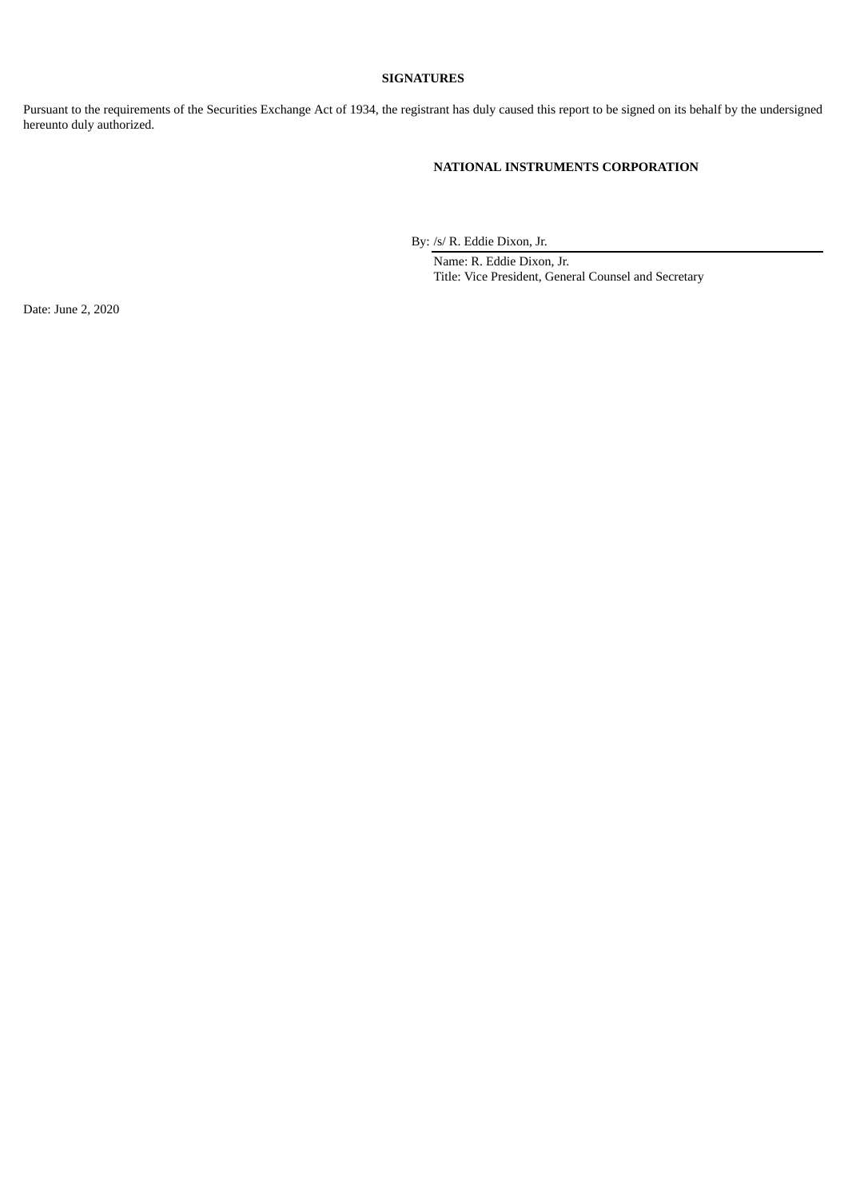**SIGNATURES**

Pursuant to the requirements of the Securities Exchange Act of 1934, the registrant has duly caused this report to be signed on its behalf by the undersigned hereunto duly authorized.

**NATIONAL INSTRUMENTS CORPORATION**

By: /s/ R. Eddie Dixon, Jr.

Name: R. Eddie Dixon, Jr.
Title: Vice President, General Counsel and Secretary

Date: June 2, 2020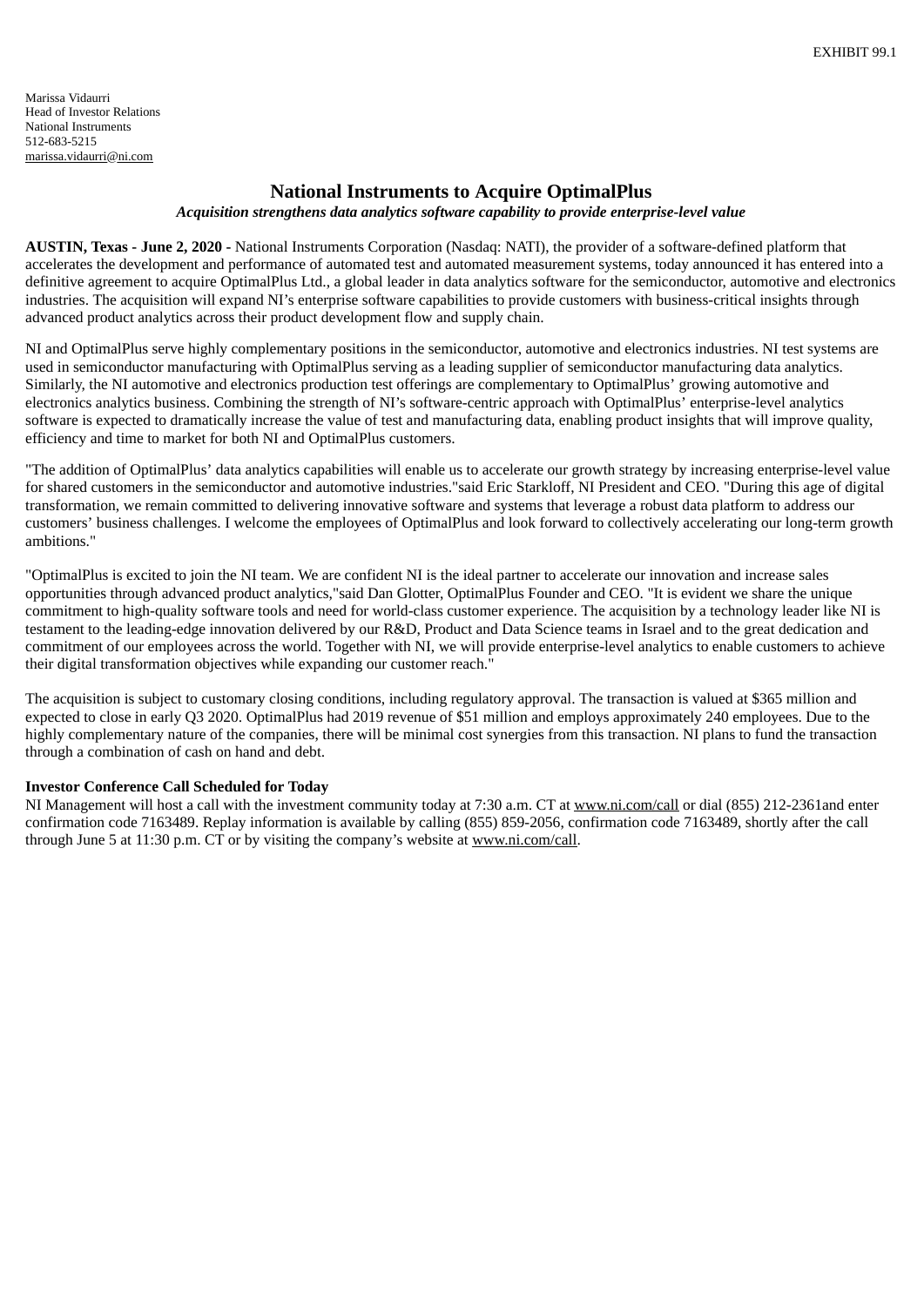EXHIBIT 99.1

Marissa Vidaurri
Head of Investor Relations
National Instruments
512-683-5215
marissa.vidaurri@ni.com

# National Instruments to Acquire OptimalPlus

***Acquisition strengthens data analytics software capability to provide enterprise-level value***

**AUSTIN, Texas - June 2, 2020 -** National Instruments Corporation (Nasdaq: NATI), the provider of a software-defined platform that accelerates the development and performance of automated test and automated measurement systems, today announced it has entered into a definitive agreement to acquire OptimalPlus Ltd., a global leader in data analytics software for the semiconductor, automotive and electronics industries. The acquisition will expand NI's enterprise software capabilities to provide customers with business-critical insights through advanced product analytics across their product development flow and supply chain.

NI and OptimalPlus serve highly complementary positions in the semiconductor, automotive and electronics industries. NI test systems are used in semiconductor manufacturing with OptimalPlus serving as a leading supplier of semiconductor manufacturing data analytics. Similarly, the NI automotive and electronics production test offerings are complementary to OptimalPlus' growing automotive and electronics analytics business. Combining the strength of NI's software-centric approach with OptimalPlus' enterprise-level analytics software is expected to dramatically increase the value of test and manufacturing data, enabling product insights that will improve quality, efficiency and time to market for both NI and OptimalPlus customers.

"The addition of OptimalPlus' data analytics capabilities will enable us to accelerate our growth strategy by increasing enterprise-level value for shared customers in the semiconductor and automotive industries."said Eric Starkloff, NI President and CEO. "During this age of digital transformation, we remain committed to delivering innovative software and systems that leverage a robust data platform to address our customers' business challenges. I welcome the employees of OptimalPlus and look forward to collectively accelerating our long-term growth ambitions."

"OptimalPlus is excited to join the NI team. We are confident NI is the ideal partner to accelerate our innovation and increase sales opportunities through advanced product analytics,"said Dan Glotter, OptimalPlus Founder and CEO. "It is evident we share the unique commitment to high-quality software tools and need for world-class customer experience. The acquisition by a technology leader like NI is testament to the leading-edge innovation delivered by our R&D, Product and Data Science teams in Israel and to the great dedication and commitment of our employees across the world. Together with NI, we will provide enterprise-level analytics to enable customers to achieve their digital transformation objectives while expanding our customer reach."

The acquisition is subject to customary closing conditions, including regulatory approval. The transaction is valued at $365 million and expected to close in early Q3 2020. OptimalPlus had 2019 revenue of $51 million and employs approximately 240 employees. Due to the highly complementary nature of the companies, there will be minimal cost synergies from this transaction. NI plans to fund the transaction through a combination of cash on hand and debt.

**Investor Conference Call Scheduled for Today**

NI Management will host a call with the investment community today at 7:30 a.m. CT at www.ni.com/call or dial (855) 212-2361and enter confirmation code 7163489. Replay information is available by calling (855) 859-2056, confirmation code 7163489, shortly after the call through June 5 at 11:30 p.m. CT or by visiting the company's website at www.ni.com/call.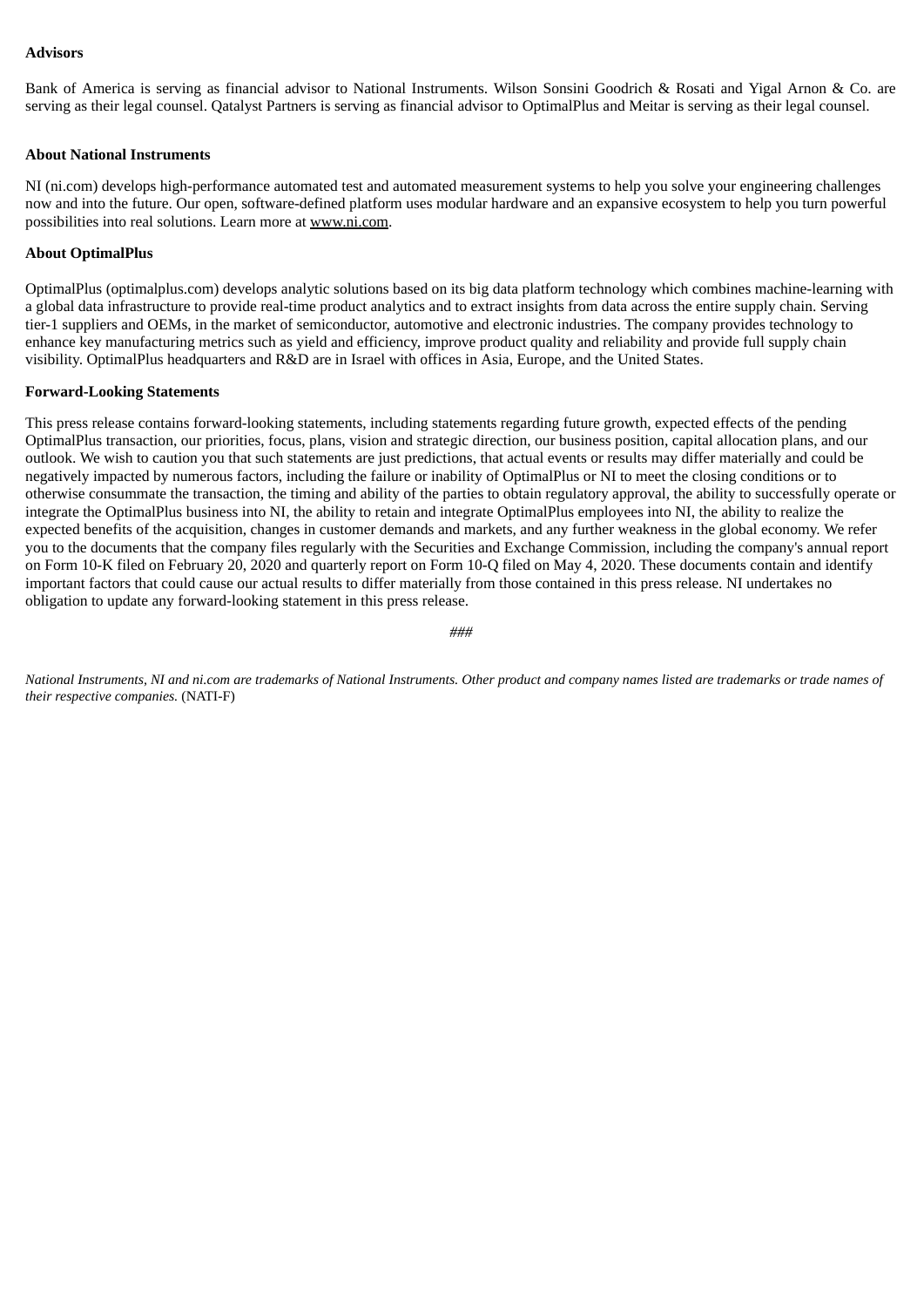**Advisors**

Bank of America is serving as financial advisor to National Instruments. Wilson Sonsini Goodrich & Rosati and Yigal Arnon & Co. are serving as their legal counsel. Qatalyst Partners is serving as financial advisor to OptimalPlus and Meitar is serving as their legal counsel.

**About National Instruments**

NI (ni.com) develops high-performance automated test and automated measurement systems to help you solve your engineering challenges now and into the future. Our open, software-defined platform uses modular hardware and an expansive ecosystem to help you turn powerful possibilities into real solutions. Learn more at www.ni.com.

**About OptimalPlus**

OptimalPlus (optimalplus.com) develops analytic solutions based on its big data platform technology which combines machine-learning with a global data infrastructure to provide real-time product analytics and to extract insights from data across the entire supply chain. Serving tier-1 suppliers and OEMs, in the market of semiconductor, automotive and electronic industries. The company provides technology to enhance key manufacturing metrics such as yield and efficiency, improve product quality and reliability and provide full supply chain visibility. OptimalPlus headquarters and R&D are in Israel with offices in Asia, Europe, and the United States.

**Forward-Looking Statements**

This press release contains forward-looking statements, including statements regarding future growth, expected effects of the pending OptimalPlus transaction, our priorities, focus, plans, vision and strategic direction, our business position, capital allocation plans, and our outlook. We wish to caution you that such statements are just predictions, that actual events or results may differ materially and could be negatively impacted by numerous factors, including the failure or inability of OptimalPlus or NI to meet the closing conditions or to otherwise consummate the transaction, the timing and ability of the parties to obtain regulatory approval, the ability to successfully operate or integrate the OptimalPlus business into NI, the ability to retain and integrate OptimalPlus employees into NI, the ability to realize the expected benefits of the acquisition, changes in customer demands and markets, and any further weakness in the global economy. We refer you to the documents that the company files regularly with the Securities and Exchange Commission, including the company's annual report on Form 10-K filed on February 20, 2020 and quarterly report on Form 10-Q filed on May 4, 2020. These documents contain and identify important factors that could cause our actual results to differ materially from those contained in this press release. NI undertakes no obligation to update any forward-looking statement in this press release.

*###*

*National Instruments, NI and ni.com are trademarks of National Instruments. Other product and company names listed are trademarks or trade names of their respective companies.* (NATI-F)